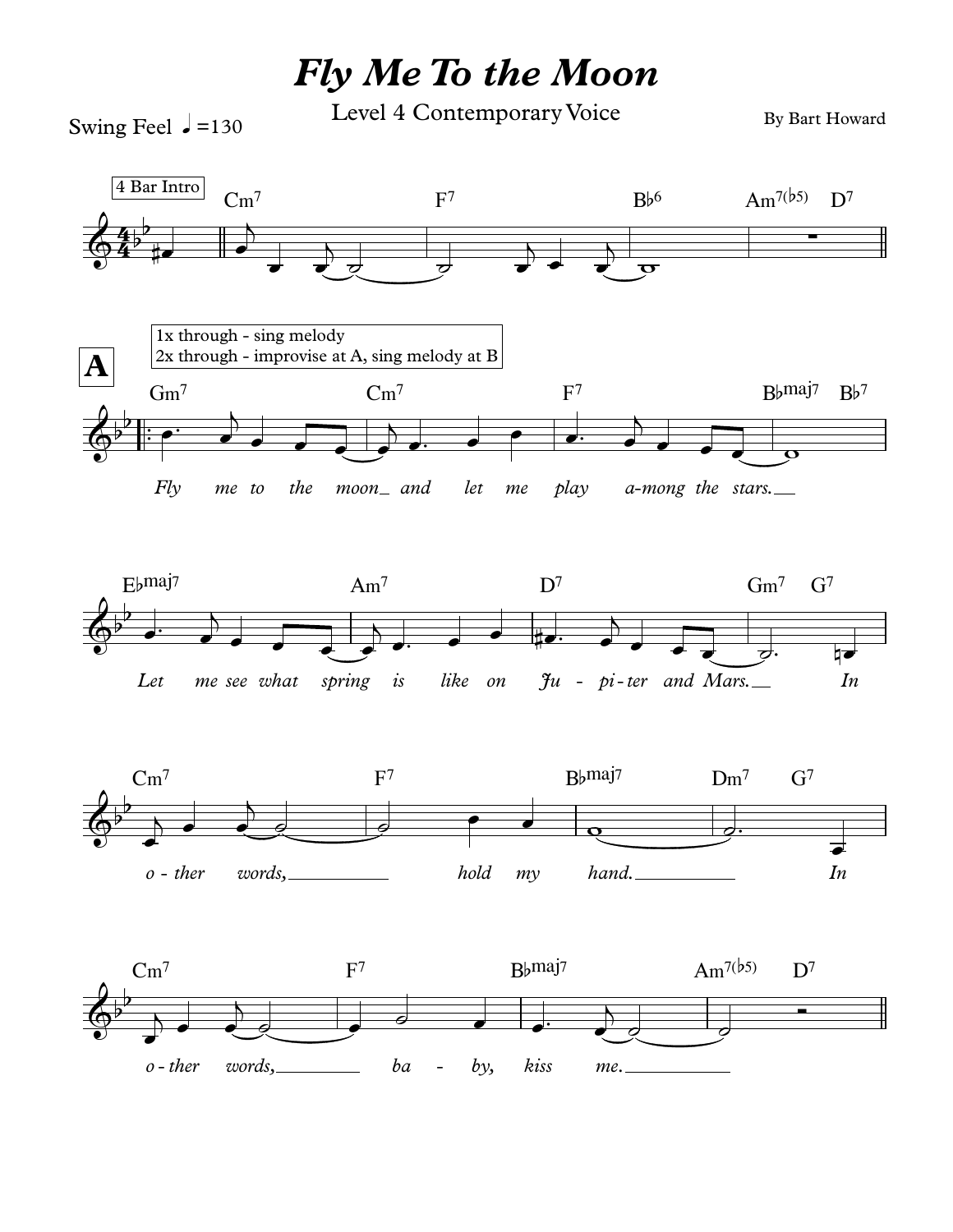# *Fly Me To the Moon*

Level 4 Contemporary Voice

By Bart Howard

Swing Feel ♩=130

4 Bar Intro

Cm7 | F7 | B♭6 | Am7(♭5) D7

**A**

1x through - sing melody
2x through - improvise at A, sing melody at B

Gm7 | Cm7 | F7 | B♭maj7 B♭7

*Fly me to the moon_ and let me play a-mong the stars.__*

E♭maj7 | Am7 | D7 | Gm7 G7

*Let me see what spring is like on Ju - pi-ter and Mars.__ In*

Cm7 | F7 | B♭maj7 | Dm7 G7

*o - ther words,________ hold my hand.________ In*

Cm7 | F7 | B♭maj7 | Am7(♭5) D7

*o-ther words,________ ba - by, kiss me.__________*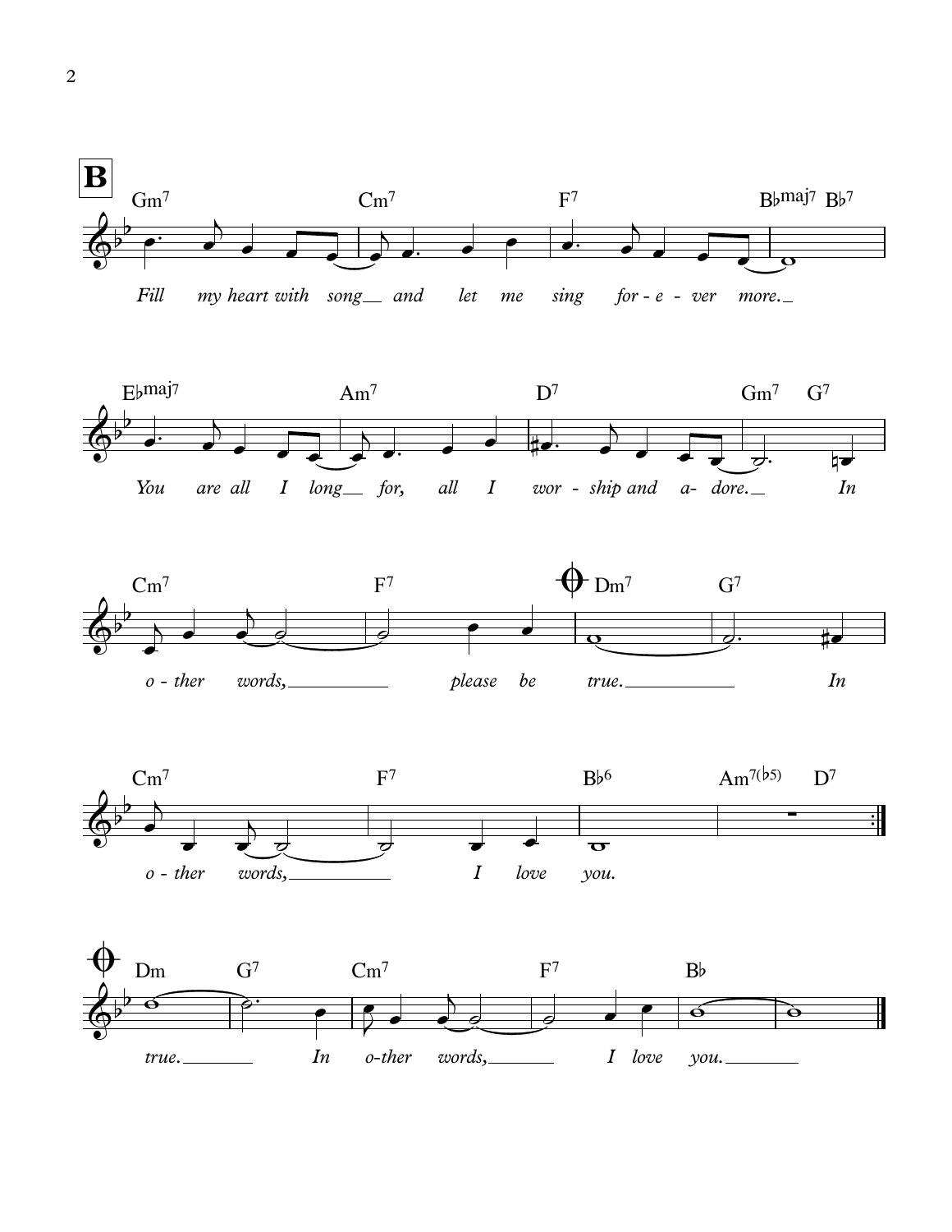**B**

Gm7 Cm7 F7 B♭maj7 B♭7

*Fill my heart with song and let me sing for - e - ver more.*

E♭maj7 Am7 D7 Gm7 G7

*You are all I long for, all I wor - ship and a- dore. In*

Cm7 F7 Dm7 G7

*o - ther words, please be true. In*

Cm7 F7 B♭6 Am7(♭5) D7

*o - ther words, I love you.*

Dm G7 Cm7 F7 B♭

*true. In o-ther words, I love you.*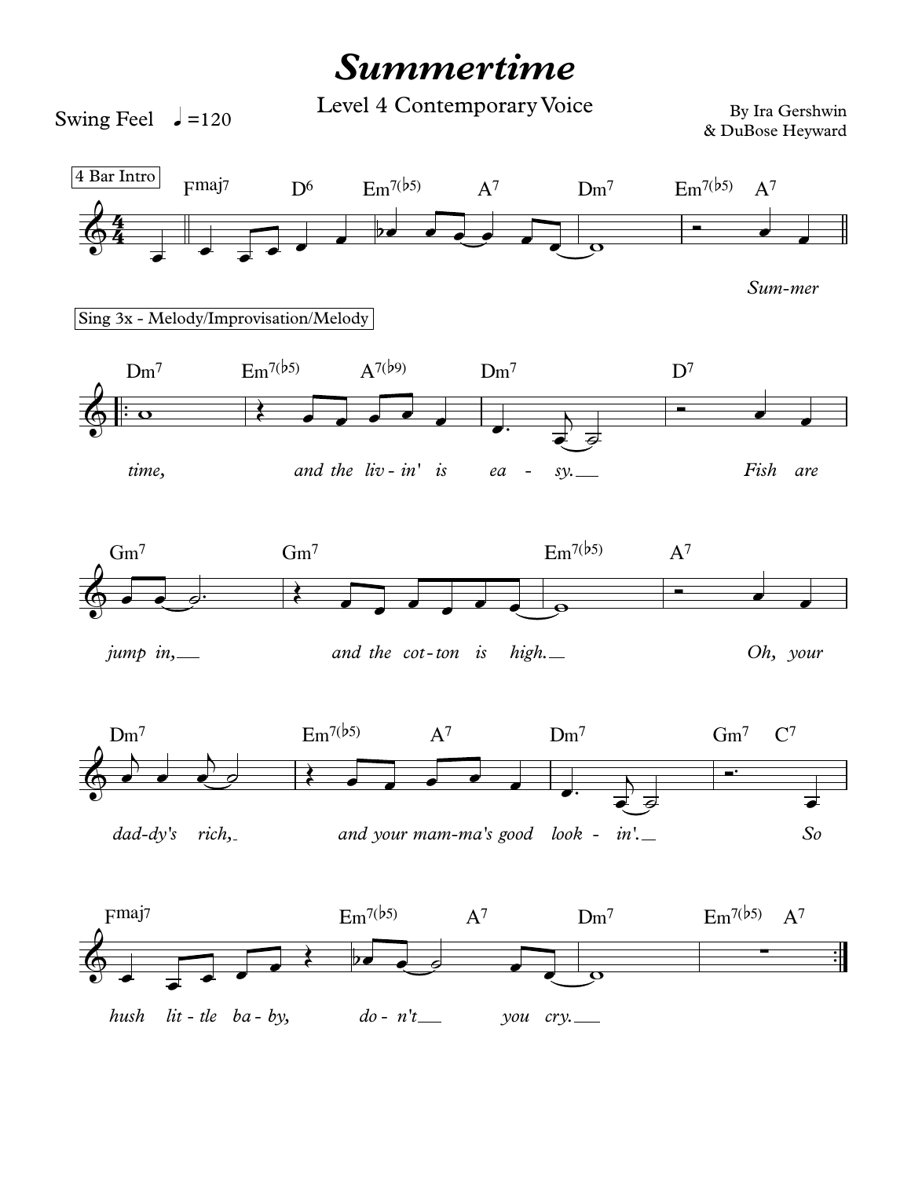# *Summertime*

Level 4 Contemporary Voice

Swing Feel ♩=120

By Ira Gershwin
& DuBose Heyward

4 Bar Intro

Fmaj7 D6 Em7(♭5) A7 Dm7 Em7(♭5) A7

*Sum-mer*

Sing 3x - Melody/Improvisation/Melody

Dm7 Em7(♭5) A7(♭9) Dm7 D7

*time, and the liv - in' is ea - sy. Fish are*

Gm7 Gm7 Em7(♭5) A7

*jump in, and the cot - ton is high. Oh, your*

Dm7 Em7(♭5) A7 Dm7 Gm7 C7

*dad-dy's rich, and your mam-ma's good look - in'. So*

Fmaj7 Em7(♭5) A7 Dm7 Em7(♭5) A7

*hush lit - tle ba - by, do - n't you cry.*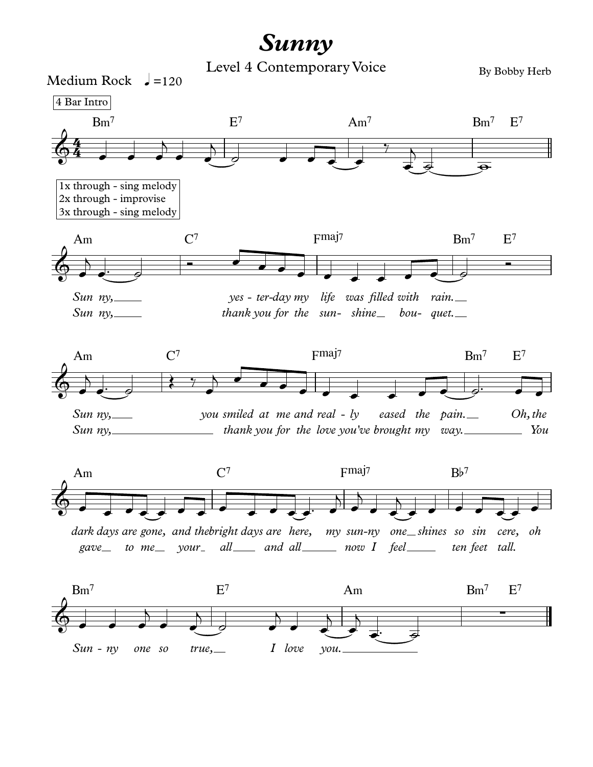# Sunny

Level 4 Contemporary Voice

By Bobby Herb

Medium Rock ♩=120

4 Bar Intro

Bm7 E7 Am7 Bm7 E7

1x through - sing melody
2x through - improvise
3x through - sing melody

Am C7 Fmaj7 Bm7 E7

*Sun ny, yes - ter-day my life was filled with rain.*
*Sun ny, thank you for the sun- shine bou- quet.*

Am C7 Fmaj7 Bm7 E7

*Sun ny, you smiled at me and real - ly eased the pain. Oh, the*
*Sun ny, thank you for the love you've brought my way. You*

Am C7 Fmaj7 B♭7

*dark days are gone, and thebright days are here, my sun-ny one shines so sin cere, oh*
*gave to me your all and all now I feel ten feet tall.*

Bm7 E7 Am Bm7 E7

*Sun - ny one so true, I love you.*